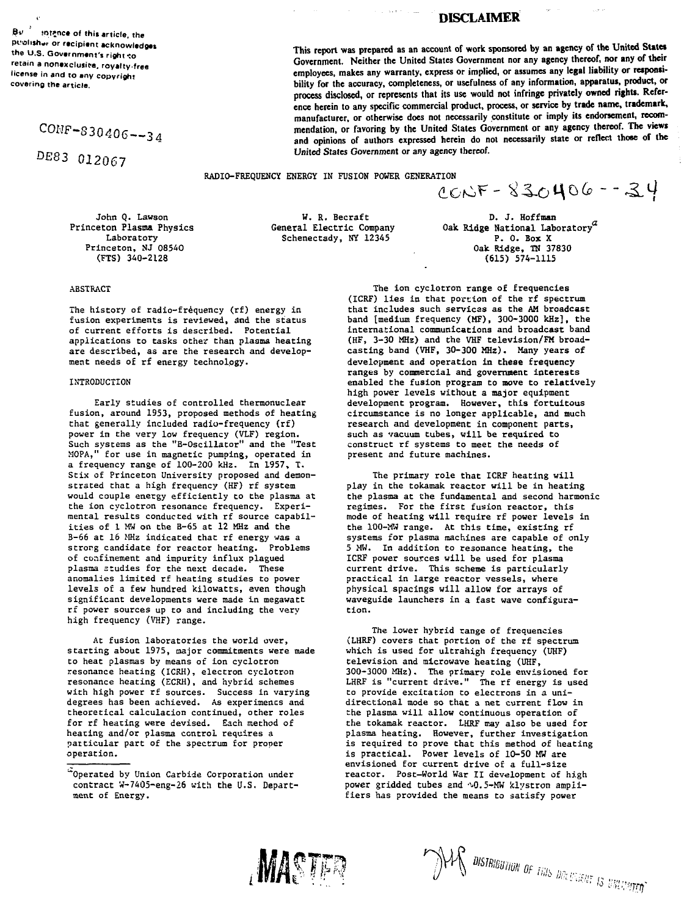By acceptance of this article, the publisher or recipient acknowledges the U.S. Government's right to retain a nonexclusive, royalty-free license in and to any copyright covering the article.

CONF-830406--34

DE83 012067

## DISCLAIMER

This report was prepared as an account of work sponsored by an agency of the United States Government. Neither the United States Government nor any agency thereof, nor any of their employees, makes any warranty, express or implied, or assumes any legal liability or responsibility for the accuracy, completeness, or usefulness of any information, apparatus, product, or process disclosed, or represents that its use would not infringe privately owned rights. Reference herein to any specific commercial product, process, or service by trade name, trademark, manufacturer, or otherwise does not necessarily constitute or imply its endorsement, recommendation, or favoring by the United States Government or any agency thereof. The views and opinions of authors expressed herein do not necessarily state or reflect those of the United States Government or any agency thereof.

# RADIO-FREQUENCY ENERGY IN FUSION POWER GENERATION

CONF-830406--34

John Q. Lawson
Princeton Plasma Physics Laboratory
Princeton, NJ 08540
(FTS) 340-2128

W. R. Becraft
General Electric Company
Schenectady, NY 12345

D. J. Hoffman
Oak Ridge National Laboratory[a]
P. O. Box X
Oak Ridge, TN 37830
(615) 574-1115

## ABSTRACT

The history of radio-frequency (rf) energy in fusion experiments is reviewed, and the status of current efforts is described. Potential applications to tasks other than plasma heating are described, as are the research and development needs of rf energy technology.

## INTRODUCTION

Early studies of controlled thermonuclear fusion, around 1953, proposed methods of heating that generally included radio-frequency (rf) power in the very low frequency (VLF) region. Such systems as the "B-Oscillator" and the "Test MOPA," for use in magnetic pumping, operated in a frequency range of 100-200 kHz. In 1957, T. Stix of Princeton University proposed and demonstrated that a high frequency (HF) rf system would couple energy efficiently to the plasma at the ion cyclotron resonance frequency. Experimental results conducted with rf source capabilities of 1 MW on the B-65 at 12 MHz and the B-66 at 16 MHz indicated that rf energy was a strong candidate for reactor heating. Problems of confinement and impurity influx plagued plasma studies for the next decade. These anomalies limited rf heating studies to power levels of a few hundred kilowatts, even though significant developments were made in megawatt rf power sources up to and including the very high frequency (VHF) range.

At fusion laboratories the world over, starting about 1975, major commitments were made to heat plasmas by means of ion cyclotron resonance heating (ICRH), electron cyclotron resonance heating (ECRH), and hybrid schemes with high power rf sources. Success in varying degrees has been achieved. As experiments and theoretical calculation continued, other roles for rf heating were devised. Each method of heating and/or plasma control requires a particular part of the spectrum for proper operation.

[a]Operated by Union Carbide Corporation under contract W-7405-eng-26 with the U.S. Department of Energy.

The ion cyclotron range of frequencies (ICRF) lies in that portion of the rf spectrum that includes such services as the AM broadcast band [medium frequency (MF), 300-3000 kHz], the international communications and broadcast band (HF, 3-30 MHz) and the VHF television/FM broadcasting band (VHF, 30-300 MHz). Many years of development and operation in these frequency ranges by commercial and government interests enabled the fusion program to move to relatively high power levels without a major equipment development program. However, this fortuitous circumstance is no longer applicable, and much research and development in component parts, such as vacuum tubes, will be required to construct rf systems to meet the needs of present and future machines.

The primary role that ICRF heating will play in the tokamak reactor will be in heating the plasma at the fundamental and second harmonic regimes. For the first fusion reactor, this mode of heating will require rf source power levels in the 100-MW range. At this time, existing rf systems for plasma machines are capable of only 5 MW. In addition to resonance heating, the ICRF power sources will be used for plasma current drive. This scheme is particularly practical in large reactor vessels, where physical spacings will allow for arrays of waveguide launchers in a fast wave configuration.

The lower hybrid range of frequencies (LHRF) covers that portion of the rf spectrum which is used for ultrahigh frequency (UHF) television and microwave heating (UHF, 300-3000 MHz). The primary role envisioned for LHRF is "current drive." The rf energy is used to provide excitation to electrons in a unidirectional mode so that a net current flow in the plasma will allow continuous operation of the tokamak reactor. LHRF may also be used for plasma heating. However, further investigation is required to prove that this method of heating is practical. Power levels of 10-50 MW are envisioned for current drive of a full-size reactor. Post-World War II development of high power gridded tubes and ~0.5-MW klystron amplifiers has provided the means to satisfy power

MASTER

DISTRIBUTION OF THIS DOCUMENT IS UNLIMITED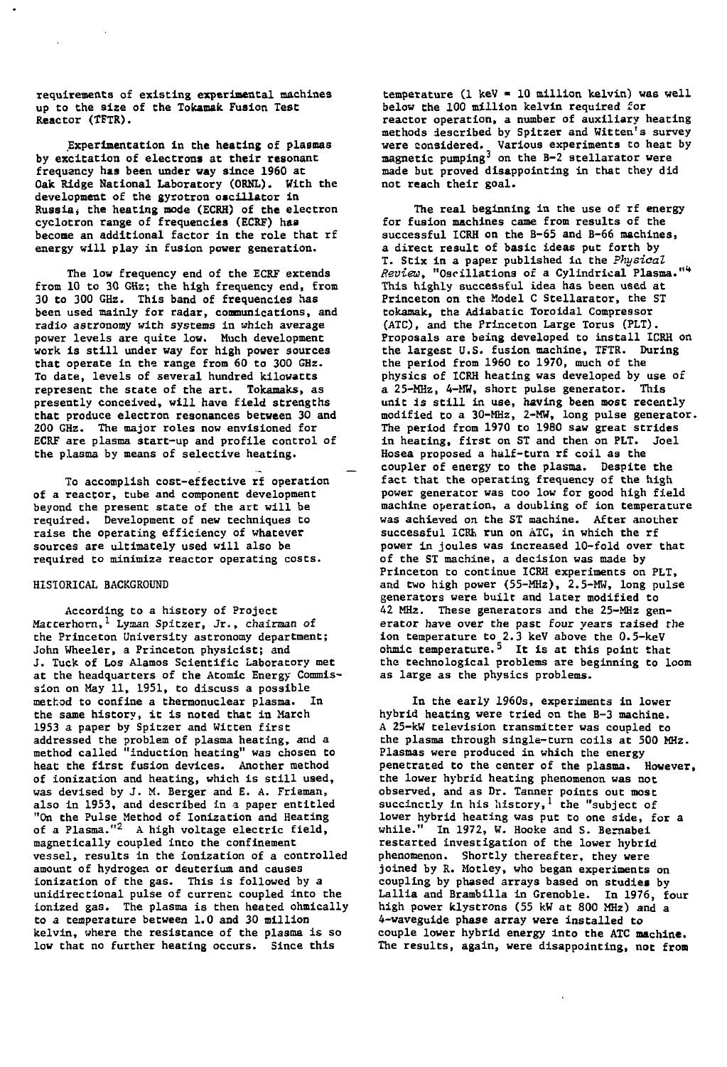requirements of existing experimental machines up to the size of the Tokamak Fusion Test Reactor (TFTR).

Experimentation in the heating of plasmas by excitation of electrons at their resonant frequency has been under way since 1960 at Oak Ridge National Laboratory (ORNL). With the development of the gyrotron oscillator in Russia, the heating mode (ECRH) of the electron cyclotron range of frequencies (ECRF) has become an additional factor in the role that rf energy will play in fusion power generation.

The low frequency end of the ECRF extends from 10 to 30 GHz; the high frequency end, from 30 to 300 GHz. This band of frequencies has been used mainly for radar, communications, and radio astronomy with systems in which average power levels are quite low. Much development work is still under way for high power sources that operate in the range from 60 to 300 GHz. To date, levels of several hundred kilowatts represent the state of the art. Tokamaks, as presently conceived, will have field strengths that produce electron resonances between 30 and 200 GHz. The major roles now envisioned for ECRF are plasma start-up and profile control of the plasma by means of selective heating.

To accomplish cost-effective rf operation of a reactor, tube and component development beyond the present state of the art will be required. Development of new techniques to raise the operating efficiency of whatever sources are ultimately used will also be required to minimize reactor operating costs.

## HISTORICAL BACKGROUND

According to a history of Project Matterhorn,[1] Lyman Spitzer, Jr., chairman of the Princeton University astronomy department; John Wheeler, a Princeton physicist; and J. Tuck of Los Alamos Scientific Laboratory met at the headquarters of the Atomic Energy Commission on May 11, 1951, to discuss a possible method to confine a thermonuclear plasma. In the same history, it is noted that in March 1953 a paper by Spitzer and Witten first addressed the problem of plasma heating, and a method called "induction heating" was chosen to heat the first fusion devices. Another method of ionization and heating, which is still used, was devised by J. M. Berger and E. A. Frieman, also in 1953, and described in a paper entitled "On the Pulse Method of Ionization and Heating of a Plasma."[2] A high voltage electric field, magnetically coupled into the confinement vessel, results in the ionization of a controlled amount of hydrogen or deuterium and causes ionization of the gas. This is followed by a unidirectional pulse of current coupled into the ionized gas. The plasma is then heated ohmically to a temperature between 1.0 and 30 million kelvin, where the resistance of the plasma is so low that no further heating occurs. Since this temperature (1 keV = 10 million kelvin) was well below the 100 million kelvin required for reactor operation, a number of auxiliary heating methods described by Spitzer and Witten's survey were considered. Various experiments to heat by magnetic pumping[3] on the B-2 stellarator were made but proved disappointing in that they did not reach their goal.

The real beginning in the use of rf energy for fusion machines came from results of the successful ICRH on the B-65 and B-66 machines, a direct result of basic ideas put forth by T. Stix in a paper published in the *Physical Review*, "Oscillations of a Cylindrical Plasma."[4] This highly successful idea has been used at Princeton on the Model C Stellarator, the ST tokamak, the Adiabatic Toroidal Compressor (ATC), and the Princeton Large Torus (PLT). Proposals are being developed to install ICRH on the largest U.S. fusion machine, TFTR. During the period from 1960 to 1970, much of the physics of ICRH heating was developed by use of a 25-MHz, 4-MW, short pulse generator. This unit is still in use, having been most recently modified to a 30-MHz, 2-MW, long pulse generator. The period from 1970 to 1980 saw great strides in heating, first on ST and then on PLT. Joel Hosea proposed a half-turn rf coil as the coupler of energy to the plasma. Despite the fact that the operating frequency of the high power generator was too low for good high field machine operation, a doubling of ion temperature was achieved on the ST machine. After another successful ICRH run on ATC, in which the rf power in joules was increased 10-fold over that of the ST machine, a decision was made by Princeton to continue ICRH experiments on PLT, and two high power (55-MHz), 2.5-MW, long pulse generators were built and later modified to 42 MHz. These generators and the 25-MHz generator have over the past four years raised the ion temperature to 2.3 keV above the 0.5-keV ohmic temperature.[5] It is at this point that the technological problems are beginning to loom as large as the physics problems.

In the early 1960s, experiments in lower hybrid heating were tried on the B-3 machine. A 25-kW television transmitter was coupled to the plasma through single-turn coils at 500 MHz. Plasmas were produced in which the energy penetrated to the center of the plasma. However, the lower hybrid heating phenomenon was not observed, and as Dr. Tanner points out most succinctly in his history,[1] the "subject of lower hybrid heating was put to one side, for a while." In 1972, W. Hooke and S. Bernabei restarted investigation of the lower hybrid phenomenon. Shortly thereafter, they were joined by R. Motley, who began experiments on coupling by phased arrays based on studies by Lallia and Brambilla in Grenoble. In 1976, four high power klystrons (55 kW at 800 MHz) and a 4-waveguide phase array were installed to couple lower hybrid energy into the ATC machine. The results, again, were disappointing, not from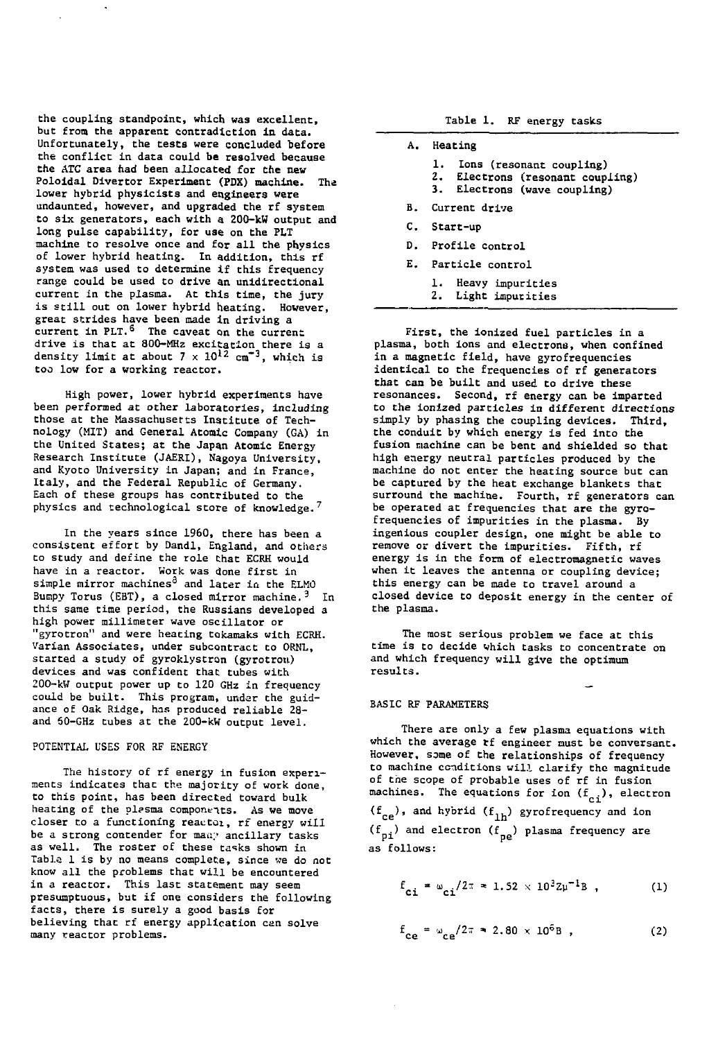the coupling standpoint, which was excellent, but from the apparent contradiction in data. Unfortunately, the tests were concluded before the conflict in data could be resolved because the ATC area had been allocated for the new Poloidal Divertor Experiment (PDX) machine. The lower hybrid physicists and engineers were undaunted, however, and upgraded the rf system to six generators, each with a 200-kW output and long pulse capability, for use on the PLT machine to resolve once and for all the physics of lower hybrid heating. In addition, this rf system was used to determine if this frequency range could be used to drive an unidirectional current in the plasma. At this time, the jury is still out on lower hybrid heating. However, great strides have been made in driving a current in PLT.[6] The caveat on the current drive is that at 800-MHz excitation there is a density limit at about $7 \times 10^{12}$ $cm^{-3}$, which is too low for a working reactor.

High power, lower hybrid experiments have been performed at other laboratories, including those at the Massachusetts Institute of Technology (MIT) and General Atomic Company (GA) in the United States; at the Japan Atomic Energy Research Institute (JAERI), Nagoya University, and Kyoto University in Japan; and in France, Italy, and the Federal Republic of Germany. Each of these groups has contributed to the physics and technological store of knowledge.[7]

In the years since 1960, there has been a consistent effort by Dandl, England, and others to study and define the role that ECRH would have in a reactor. Work was done first in simple mirror machines[8] and later in the ELMO Bumpy Torus (EBT), a closed mirror machine.[3] In this same time period, the Russians developed a high power millimeter wave oscillator or "gyrotron" and were heating tokamaks with ECRH. Varian Associates, under subcontract to ORNL, started a study of gyroklystron (gyrotron) devices and was confident that tubes with 200-kW output power up to 120 GHz in frequency could be built. This program, under the guidance of Oak Ridge, has produced reliable 28- and 60-GHz tubes at the 200-kW output level.

## POTENTIAL USES FOR RF ENERGY

The history of rf energy in fusion experiments indicates that the majority of work done, to this point, has been directed toward bulk heating of the plasma components. As we move closer to a functioning reactor, rf energy will be a strong contender for many ancillary tasks as well. The roster of these tasks shown in Table 1 is by no means complete, since we do not know all the problems that will be encountered in a reactor. This last statement may seem presumptuous, but if one considers the following facts, there is surely a good basis for believing that rf energy application can solve many reactor problems.

Table 1. RF energy tasks

- A. Heating
  1. Ions (resonant coupling)
  2. Electrons (resonant coupling)
  3. Electrons (wave coupling)
- B. Current drive
- C. Start-up
- D. Profile control
- E. Particle control
  1. Heavy impurities
  2. Light impurities

First, the ionized fuel particles in a plasma, both ions and electrons, when confined in a magnetic field, have gyrofrequencies identical to the frequencies of rf generators that can be built and used to drive these resonances. Second, rf energy can be imparted to the ionized particles in different directions simply by phasing the coupling devices. Third, the conduit by which energy is fed into the fusion machine can be bent and shielded so that high energy neutral particles produced by the machine do not enter the heating source but can be captured by the heat exchange blankets that surround the machine. Fourth, rf generators can be operated at frequencies that are the gyrofrequencies of impurities in the plasma. By ingenious coupler design, one might be able to remove or divert the impurities. Fifth, rf energy is in the form of electromagnetic waves when it leaves the antenna or coupling device; this energy can be made to travel around a closed device to deposit energy in the center of the plasma.

The most serious problem we face at this time is to decide which tasks to concentrate on and which frequency will give the optimum results.

## BASIC RF PARAMETERS

There are only a few plasma equations with which the average rf engineer must be conversant. However, some of the relationships of frequency to machine conditions will clarify the magnitude of the scope of probable uses of rf in fusion machines. The equations for ion ($f_{ci}$), electron ($f_{ce}$), and hybrid ($f_{lh}$) gyrofrequency and ion ($f_{pi}$) and electron ($f_{pe}$) plasma frequency are as follows:

$$f_{ci} = \omega_{ci}/2\pi = 1.52 \times 10^{3} Z\mu^{-1} B \ , \qquad (1)$$

$$f_{ce} = \omega_{ce}/2\pi = 2.80 \times 10^{6} B \ , \qquad (2)$$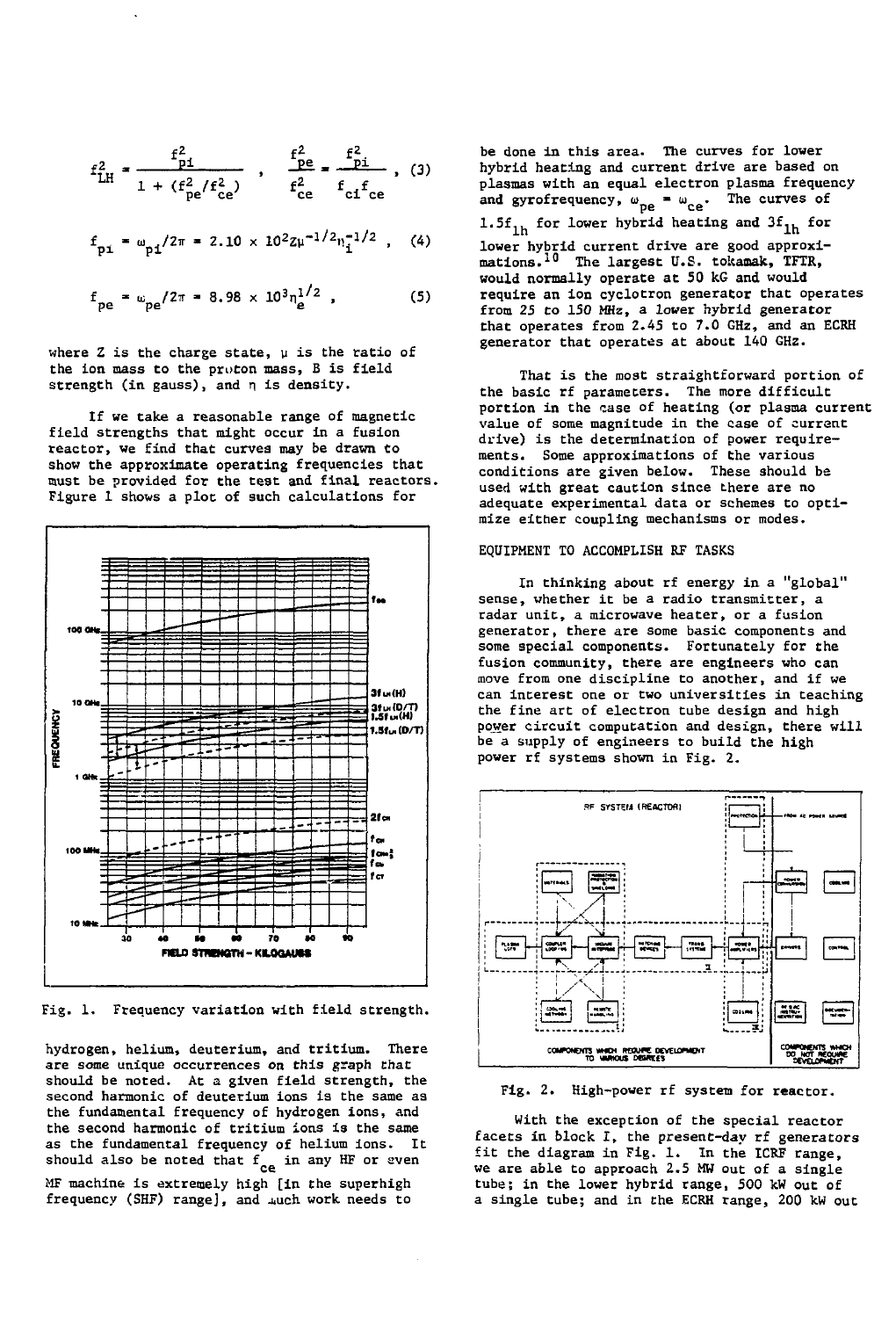$$f_{LH}^2 = \frac{f_{pi}^2}{1 + (f_{pe}^2/f_{ce}^2)} \quad , \quad \frac{f_{pe}^2}{f_{ce}^2} = \frac{f_{pi}^2}{f_{ci}f_{ce}} \quad , \quad (3)$$

$$f_{pi} = \omega_{pi}/2\pi = 2.10 \times 10^2 Z\mu^{-1/2}n_i^{-1/2} \quad , \quad (4)$$

$$f_{pe} = \omega_{pe}/2\pi = 8.98 \times 10^3 n_e^{1/2} \quad , \quad (5)$$

where Z is the charge state, $\mu$ is the ratio of the ion mass to the proton mass, B is field strength (in gauss), and $n$ is density.

If we take a reasonable range of magnetic field strengths that might occur in a fusion reactor, we find that curves may be drawn to show the approximate operating frequencies that must be provided for the test and final reactors. Figure 1 shows a plot of such calculations for hydrogen, helium, deuterium, and tritium. There are some unique occurrences on this graph that should be noted. At a given field strength, the second harmonic of deuterium ions is the same as the fundamental frequency of hydrogen ions, and the second harmonic of tritium ions is the same as the fundamental frequency of helium ions. It should also be noted that $f_{ce}$ in any HF or even MF machine is extremely high [in the superhigh frequency (SHF) range], and much work needs to be done in this area. The curves for lower hybrid heating and current drive are based on plasmas with an equal electron plasma frequency and gyrofrequency, $\omega_{pe} = \omega_{ce}$. The curves of $1.5f_{lh}$ for lower hybrid heating and $3f_{lh}$ for lower hybrid current drive are good approximations.[10] The largest U.S. tokamak, TFTR, would normally operate at 50 kG and would require an ion cyclotron generator that operates from 25 to 150 MHz, a lower hybrid generator that operates from 2.45 to 7.0 GHz, and an ECRH generator that operates at about 140 GHz.

Fig. 1. Frequency variation with field strength.

That is the most straightforward portion of the basic rf parameters. The more difficult portion in the case of heating (or plasma current value of some magnitude in the case of current drive) is the determination of power requirements. Some approximations of the various conditions are given below. These should be used with great caution since there are no adequate experimental data or schemes to optimize either coupling mechanisms or modes.

## EQUIPMENT TO ACCOMPLISH RF TASKS

In thinking about rf energy in a "global" sense, whether it be a radio transmitter, a radar unit, a microwave heater, or a fusion generator, there are some basic components and some special components. Fortunately for the fusion community, there are engineers who can move from one discipline to another, and if we can interest one or two universities in teaching the fine art of electron tube design and high power circuit computation and design, there will be a supply of engineers to build the high power rf systems shown in Fig. 2.

Fig. 2. High-power rf system for reactor.

With the exception of the special reactor facets in block I, the present-day rf generators fit the diagram in Fig. 1. In the ICRF range, we are able to approach 2.5 MW out of a single tube; in the lower hybrid range, 500 kW out of a single tube; and in the ECRH range, 200 kW out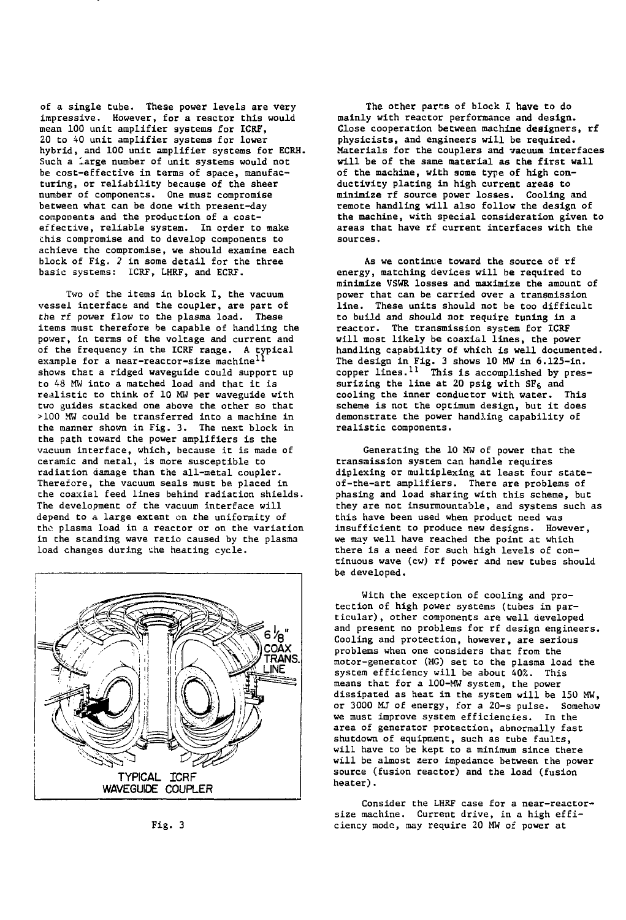of a single tube. These power levels are very impressive. However, for a reactor this would mean 100 unit amplifier systems for ICRF, 20 to 40 unit amplifier systems for lower hybrid, and 100 unit amplifier systems for ECRH. Such a large number of unit systems would not be cost-effective in terms of space, manufacturing, or reliability because of the sheer number of components. One must compromise between what can be done with present-day components and the production of a cost-effective, reliable system. In order to make this compromise and to develop components to achieve the compromise, we should examine each block of Fig. 2 in some detail for the three basic systems: ICRF, LHRF, and ECRF.

Two of the items in block I, the vacuum vessel interface and the coupler, are part of the rf power flow to the plasma load. These items must therefore be capable of handling the power, in terms of the voltage and current and of the frequency in the ICRF range. A typical example for a near-reactor-size machine[11] shows that a ridged waveguide could support up to 48 MW into a matched load and that it is realistic to think of 10 MW per waveguide with two guides stacked one above the other so that >100 MW could be transferred into a machine in the manner shown in Fig. 3. The next block in the path toward the power amplifiers is the vacuum interface, which, because it is made of ceramic and metal, is more susceptible to radiation damage than the all-metal coupler. Therefore, the vacuum seals must be placed in the coaxial feed lines behind radiation shields. The development of the vacuum interface will depend to a large extent on the uniformity of the plasma load in a reactor or on the variation in the standing wave ratio caused by the plasma load changes during the heating cycle.

TYPICAL ICRF WAVEGUIDE COUPLER

Fig. 3

The other parts of block I have to do mainly with reactor performance and design. Close cooperation between machine designers, rf physicists, and engineers will be required. Materials for the couplers and vacuum interfaces will be of the same material as the first wall of the machine, with some type of high conductivity plating in high current areas to minimize rf source power losses. Cooling and remote handling will also follow the design of the machine, with special consideration given to areas that have rf current interfaces with the sources.

As we continue toward the source of rf energy, matching devices will be required to minimize VSWR losses and maximize the amount of power that can be carried over a transmission line. These units should not be too difficult to build and should not require tuning in a reactor. The transmission system for ICRF will most likely be coaxial lines, the power handling capability of which is well documented. The design in Fig. 3 shows 10 MW in 6.125-in. copper lines.[11] This is accomplished by pressurizing the line at 20 psig with $SF_6$ and cooling the inner conductor with water. This scheme is not the optimum design, but it does demonstrate the power handling capability of realistic components.

Generating the 10 MW of power that the transmission system can handle requires diplexing or multiplexing at least four state-of-the-art amplifiers. There are problems of phasing and load sharing with this scheme, but they are not insurmountable, and systems such as this have been used when product need was insufficient to produce new designs. However, we may well have reached the point at which there is a need for such high levels of continuous wave (cw) rf power and new tubes should be developed.

With the exception of cooling and protection of high power systems (tubes in particular), other components are well developed and present no problems for rf design engineers. Cooling and protection, however, are serious problems when one considers that from the motor-generator (MG) set to the plasma load the system efficiency will be about 40%. This means that for a 100-MW system, the power dissipated as heat in the system will be 150 MW, or 3000 MJ of energy, for a 20-s pulse. Somehow we must improve system efficiencies. In the area of generator protection, abnormally fast shutdown of equipment, such as tube faults, will have to be kept to a minimum since there will be almost zero impedance between the power source (fusion reactor) and the load (fusion heater).

Consider the LHRF case for a near-reactor-size machine. Current drive, in a high efficiency mode, may require 20 MW of power at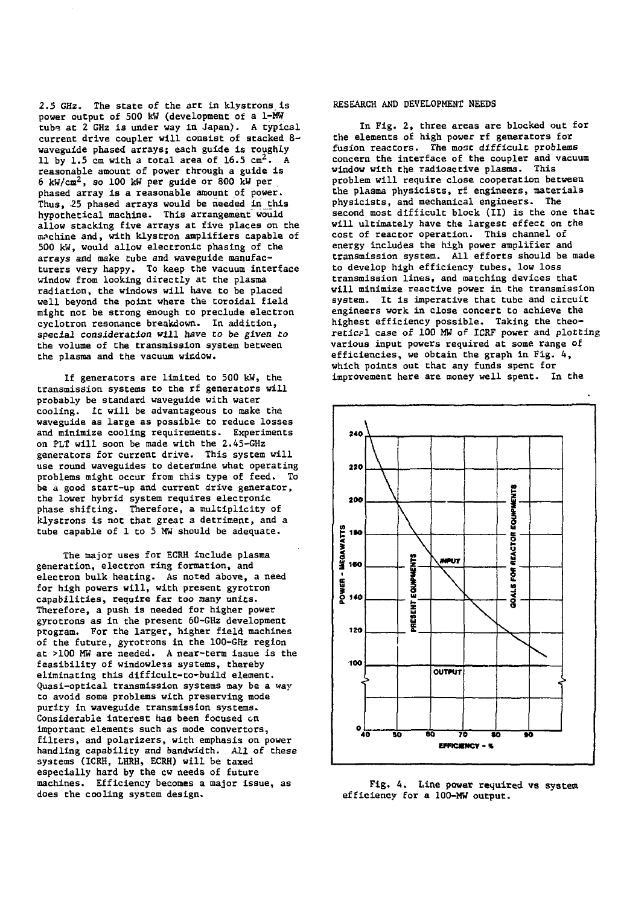2.5 GHz. The state of the art in klystrons is power output of 500 kW (development of a 1-MW tube at 2 GHz is under way in Japan). A typical current drive coupler will consist of stacked 8-waveguide phased arrays; each guide is roughly 11 by 1.5 cm with a total area of 16.5 $cm^2$. A reasonable amount of power through a guide is 6 $kW/cm^2$, so 100 kW per guide or 800 kW per phased array is a reasonable amount of power. Thus, 25 phased arrays would be needed in this hypothetical machine. This arrangement would allow stacking five arrays at five places on the machine and, with klystron amplifiers capable of 500 kW, would allow electronic phasing of the arrays and make tube and waveguide manufacturers very happy. To keep the vacuum interface window from looking directly at the plasma radiation, the windows will have to be placed well beyond the point where the toroidal field might not be strong enough to preclude electron cyclotron resonance breakdown. In addition, *special consideration will have to be given to* the volume of the transmission system between the plasma and the vacuum window.

If generators are limited to 500 kW, the transmission systems to the rf generators will probably be standard waveguide with water cooling. It will be advantageous to make the waveguide as large as possible to reduce losses and minimize cooling requirements. Experiments on PLT will soon be made with the 2.45-GHz generators for current drive. This system will use round waveguides to determine what operating problems might occur from this type of feed. To be a good start-up and current drive generator, the lower hybrid system requires electronic phase shifting. Therefore, a multiplicity of klystrons is not that great a detriment, and a tube capable of 1 to 5 MW should be adequate.

The major uses for ECRH include plasma generation, electron ring formation, and electron bulk heating. As noted above, a need for high powers will, with present gyrotron capabilities, require far too many units. Therefore, a push is needed for higher power gyrotrons as in the present 60-GHz development program. For the larger, higher field machines of the future, gyrotrons in the 100-GHz region at >100 MW are needed. A near-term issue is the feasibility of windowless systems, thereby eliminating this difficult-to-build element. Quasi-optical transmission systems may be a way to avoid some problems with preserving mode purity in waveguide transmission systems. Considerable interest has been focused on important elements such as mode convertors, filters, and polarizers, with emphasis on power handling capability and bandwidth. All of these systems (ICRH, LHRH, ECRH) will be taxed especially hard by the cw needs of future machines. Efficiency becomes a major issue, as does the cooling system design.

## RESEARCH AND DEVELOPMENT NEEDS

In Fig. 2, three areas are blocked out for the elements of high power rf generators for fusion reactors. The most difficult problems concern the interface of the coupler and vacuum window with the radioactive plasma. This problem will require close cooperation between the plasma physicists, rf engineers, materials physicists, and mechanical engineers. The second most difficult block (II) is the one that will ultimately have the largest effect on the cost of reactor operation. This channel of energy includes the high power amplifier and transmission system. All efforts should be made to develop high efficiency tubes, low loss transmission lines, and matching devices that will minimize reactive power in the transmission system. It is imperative that tube and circuit engineers work in close concert to achieve the highest efficiency possible. Taking the theoretical case of 100 MW of ICRF power and plotting various input powers required at some range of efficiencies, we obtain the graph in Fig. 4, which points out that any funds spent for improvement here are money well spent. In the

Fig. 4. Line power required vs system efficiency for a 100-MW output.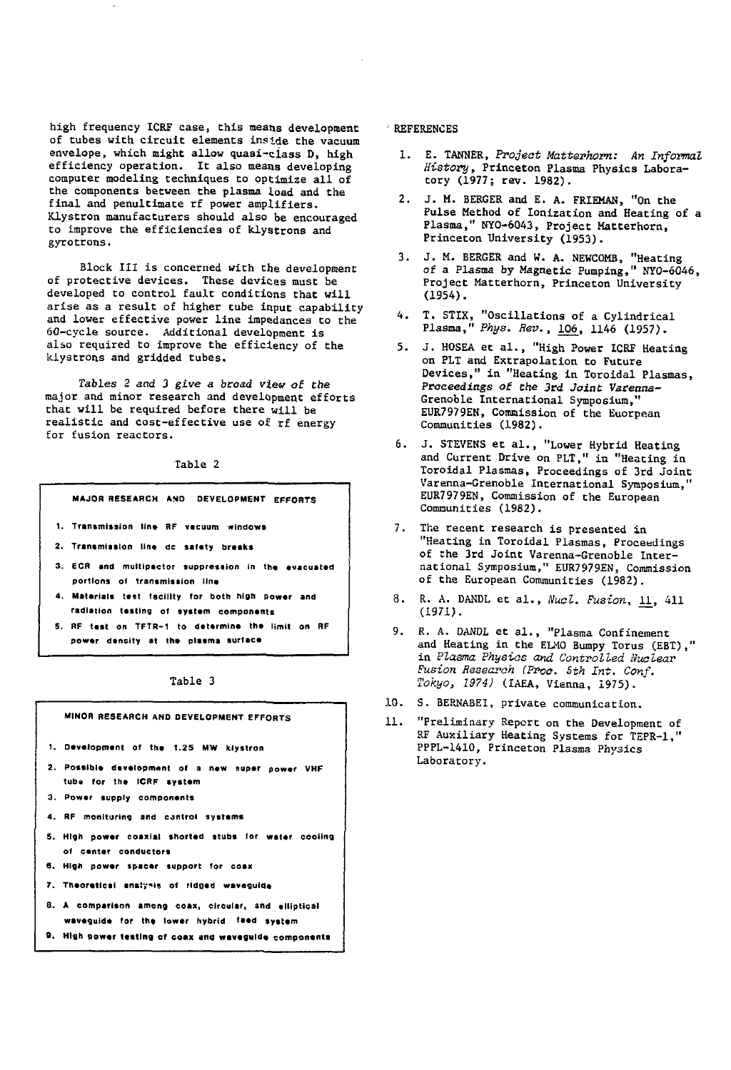high frequency ICRF case, this means development of tubes with circuit elements inside the vacuum envelope, which might allow quasi-class D, high efficiency operation. It also means developing computer modeling techniques to optimize all of the components between the plasma load and the final and penultimate rf power amplifiers. Klystron manufacturers should also be encouraged to improve the efficiencies of klystrons and gyrotrons.

Block III is concerned with the development of protective devices. These devices must be developed to control fault conditions that will arise as a result of higher tube input capability and lower effective power line impedances to the 60-cycle source. Additional development is also required to improve the efficiency of the klystrons and gridded tubes.

*Tables 2 and 3 give a broad view of the* major and minor research and development efforts that will be required before there will be realistic and cost-effective use of rf energy for fusion reactors.

Table 2

| MAJOR RESEARCH AND DEVELOPMENT EFFORTS |
|---|
| 1. Transmission line RF vacuum windows |
| 2. Transmission line dc safety breaks |
| 3. ECR and multipactor suppression in the evacuated portions of transmission line |
| 4. Materials test facility for both high power and radiation testing of system components |
| 5. RF test on TFTR-1 to determine the limit on RF power density at the plasma surface |

Table 3

| MINOR RESEARCH AND DEVELOPMENT EFFORTS |
|---|
| 1. Development of the 1.25 MW klystron |
| 2. Possible development of a new super power VHF tube for the ICRF system |
| 3. Power supply components |
| 4. RF monitoring and control systems |
| 5. High power coaxial shorted stubs for water cooling of center conductors |
| 6. High power spacer support for coax |
| 7. Theoretical analysis of ridged waveguide |
| 8. A comparison among coax, circular, and elliptical waveguide for the lower hybrid feed system |
| 9. High power testing of coax and waveguide components |

REFERENCES

1. E. TANNER, *Project Matterhorn: An Informal History*, Princeton Plasma Physics Laboratory (1977; rev. 1982).
2. J. M. BERGER and E. A. FRIEMAN, "On the Pulse Method of Ionization and Heating of a Plasma," NYO-6043, Project Matterhorn, Princeton University (1953).
3. J. M. BERGER and W. A. NEWCOMB, "Heating of a Plasma by Magnetic Pumping," NYO-6046, Project Matterhorn, Princeton University (1954).
4. T. STIX, "Oscillations of a Cylindrical Plasma," *Phys. Rev.*, 106, 1146 (1957).
5. J. HOSEA et al., "High Power ICRF Heating on PLT and Extrapolation to Future Devices," in "Heating in Toroidal Plasmas, *Proceedings of the 3rd Joint Varenna-*Grenoble International Symposium," EUR7979EN, Commission of the Euorpean Communities (1982).
6. J. STEVENS et al., "Lower Hybrid Heating and Current Drive on PLT," in "Heating in Toroidal Plasmas, Proceedings of 3rd Joint Varenna-Grenoble International Symposium," EUR7979EN, Commission of the European Communities (1982).
7. The recent research is presented in "Heating in Toroidal Plasmas, Proceedings of the 3rd Joint Varenna-Grenoble International Symposium," EUR7979EN, Commission of the European Communities (1982).
8. R. A. DANDL et al., *Nucl. Fusion*, 11, 411 (1971).
9. R. A. DANDL et al., "Plasma Confinement and Heating in the ELMO Bumpy Torus (EBT)," in *Plasma Physics and Controlled Nuclear Fusion Research (Proc. 5th Int. Conf. Tokyo, 1974)* (IAEA, Vienna, 1975).
10. S. BERNABEI, private communication.
11. "Preliminary Report on the Development of RF Auxiliary Heating Systems for TEPR-1," PPPL-1410, Princeton Plasma Physics Laboratory.